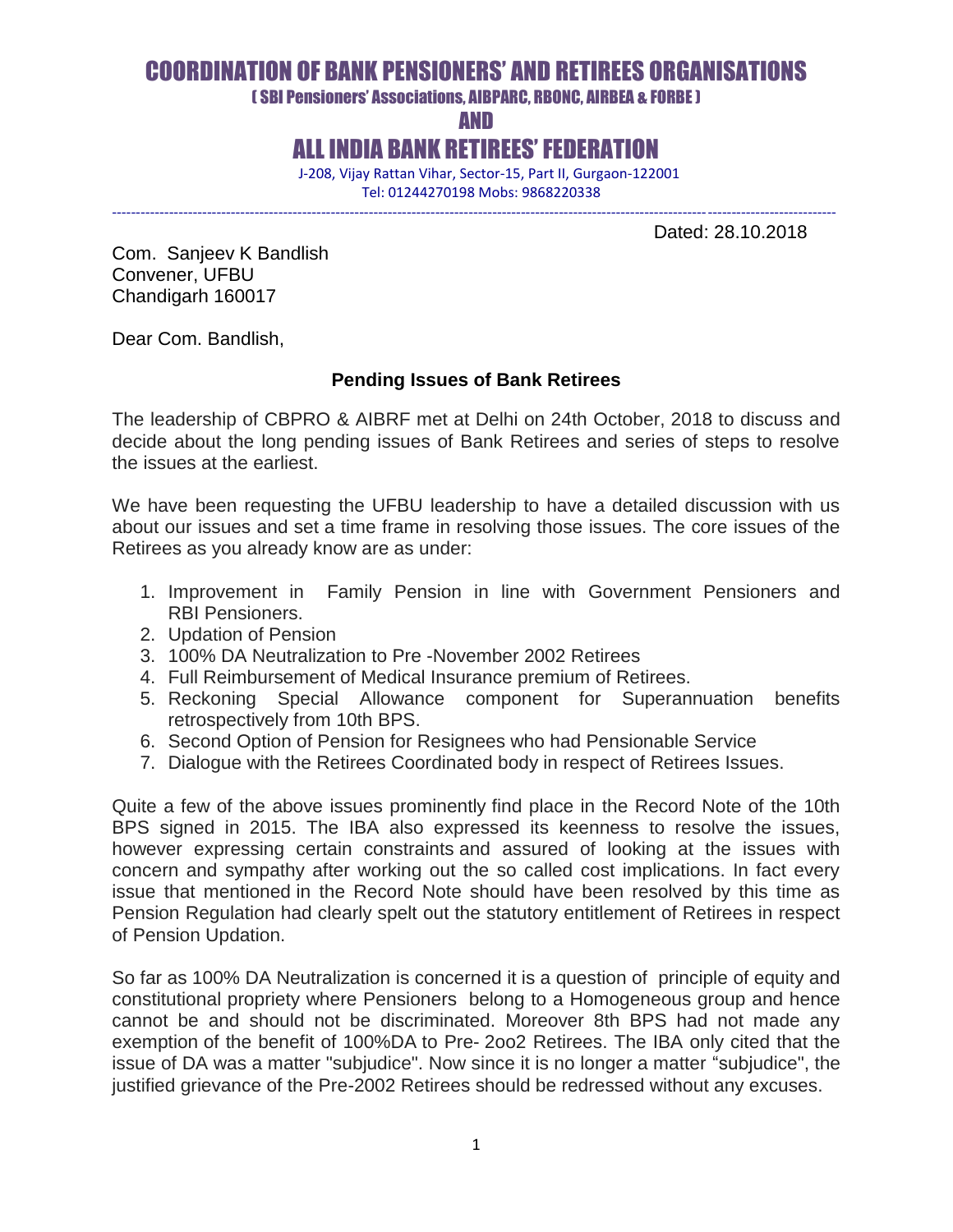# COORDINATION OF BANK PENSIONERS' AND RETIREES ORGANISATIONS

**( SBI Pensioners' Associations, AIBPARC, RBONC, AIRBEA & FORBE )**

**AND**

# ALL INDIA BANK RETIREES' FEDERATION

J-208, Vijay Rattan Vihar, Sector-15, Part II, Gurgaon-122001
Tel: 01244270198 Mobs: 9868220338

---

Dated: 28.10.2018

Com. Sanjeev K Bandlish
Convener, UFBU
Chandigarh 160017

Dear Com. Bandlish,

**Pending Issues of Bank Retirees**

The leadership of CBPRO & AIBRF met at Delhi on 24th October, 2018 to discuss and decide about the long pending issues of Bank Retirees and series of steps to resolve the issues at the earliest.

We have been requesting the UFBU leadership to have a detailed discussion with us about our issues and set a time frame in resolving those issues. The core issues of the Retirees as you already know are as under:

1. Improvement in Family Pension in line with Government Pensioners and RBI Pensioners.
2. Updation of Pension
3. 100% DA Neutralization to Pre -November 2002 Retirees
4. Full Reimbursement of Medical Insurance premium of Retirees.
5. Reckoning Special Allowance component for Superannuation benefits retrospectively from 10th BPS.
6. Second Option of Pension for Resignees who had Pensionable Service
7. Dialogue with the Retirees Coordinated body in respect of Retirees Issues.

Quite a few of the above issues prominently find place in the Record Note of the 10th BPS signed in 2015. The IBA also expressed its keenness to resolve the issues, however expressing certain constraints and assured of looking at the issues with concern and sympathy after working out the so called cost implications. In fact every issue that mentioned in the Record Note should have been resolved by this time as Pension Regulation had clearly spelt out the statutory entitlement of Retirees in respect of Pension Updation.

So far as 100% DA Neutralization is concerned it is a question of principle of equity and constitutional propriety where Pensioners belong to a Homogeneous group and hence cannot be and should not be discriminated. Moreover 8th BPS had not made any exemption of the benefit of 100%DA to Pre- 2oo2 Retirees. The IBA only cited that the issue of DA was a matter "subjudice". Now since it is no longer a matter "subjudice", the justified grievance of the Pre-2002 Retirees should be redressed without any excuses.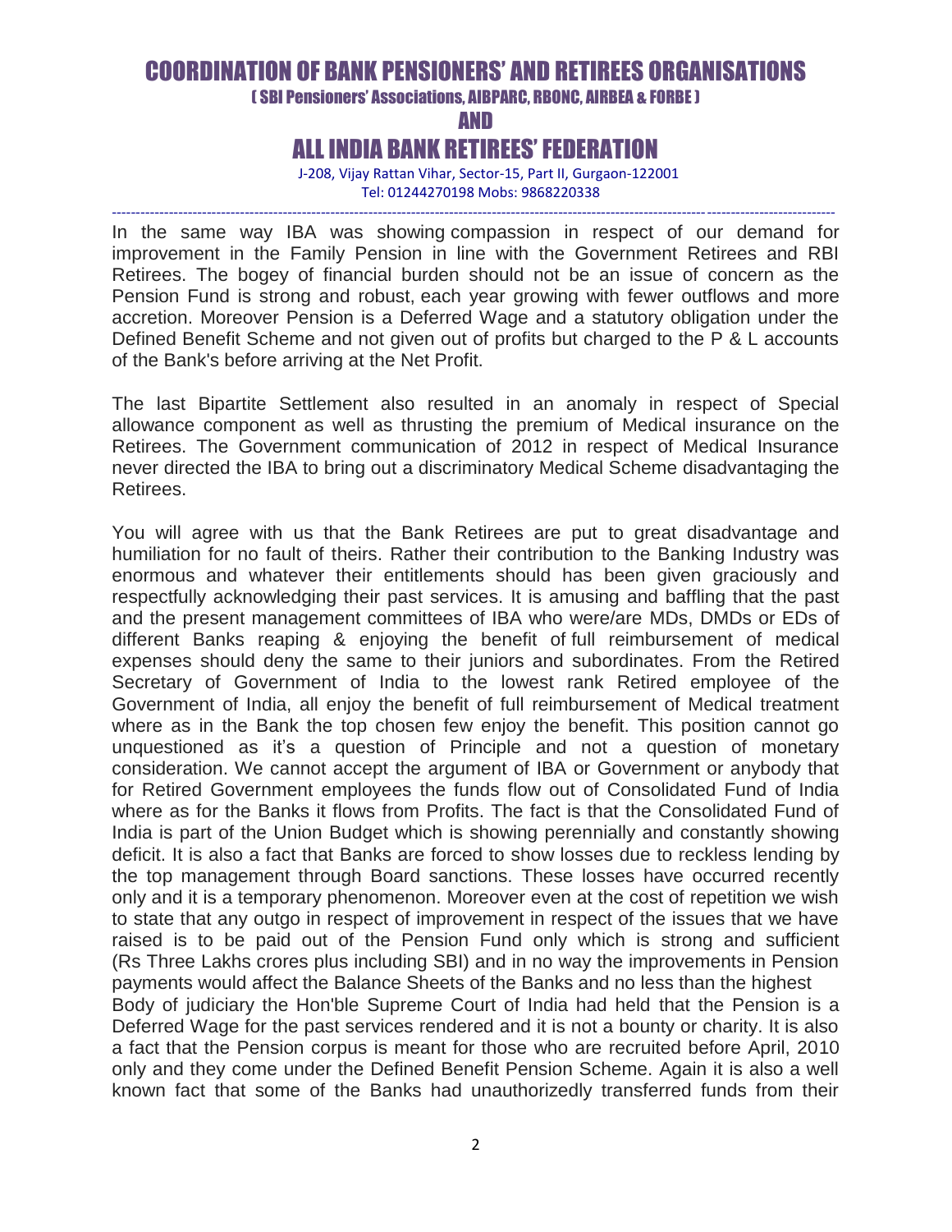In the same way IBA was showing compassion in respect of our demand for improvement in the Family Pension in line with the Government Retirees and RBI Retirees. The bogey of financial burden should not be an issue of concern as the Pension Fund is strong and robust, each year growing with fewer outflows and more accretion. Moreover Pension is a Deferred Wage and a statutory obligation under the Defined Benefit Scheme and not given out of profits but charged to the P & L accounts of the Bank's before arriving at the Net Profit.

The last Bipartite Settlement also resulted in an anomaly in respect of Special allowance component as well as thrusting the premium of Medical insurance on the Retirees. The Government communication of 2012 in respect of Medical Insurance never directed the IBA to bring out a discriminatory Medical Scheme disadvantaging the Retirees.

You will agree with us that the Bank Retirees are put to great disadvantage and humiliation for no fault of theirs. Rather their contribution to the Banking Industry was enormous and whatever their entitlements should has been given graciously and respectfully acknowledging their past services. It is amusing and baffling that the past and the present management committees of IBA who were/are MDs, DMDs or EDs of different Banks reaping & enjoying the benefit of full reimbursement of medical expenses should deny the same to their juniors and subordinates. From the Retired Secretary of Government of India to the lowest rank Retired employee of the Government of India, all enjoy the benefit of full reimbursement of Medical treatment where as in the Bank the top chosen few enjoy the benefit. This position cannot go unquestioned as it's a question of Principle and not a question of monetary consideration. We cannot accept the argument of IBA or Government or anybody that for Retired Government employees the funds flow out of Consolidated Fund of India where as for the Banks it flows from Profits. The fact is that the Consolidated Fund of India is part of the Union Budget which is showing perennially and constantly showing deficit. It is also a fact that Banks are forced to show losses due to reckless lending by the top management through Board sanctions. These losses have occurred recently only and it is a temporary phenomenon. Moreover even at the cost of repetition we wish to state that any outgo in respect of improvement in respect of the issues that we have raised is to be paid out of the Pension Fund only which is strong and sufficient (Rs Three Lakhs crores plus including SBI) and in no way the improvements in Pension payments would affect the Balance Sheets of the Banks and no less than the highest Body of judiciary the Hon'ble Supreme Court of India had held that the Pension is a Deferred Wage for the past services rendered and it is not a bounty or charity. It is also a fact that the Pension corpus is meant for those who are recruited before April, 2010 only and they come under the Defined Benefit Pension Scheme. Again it is also a well known fact that some of the Banks had unauthorizedly transferred funds from their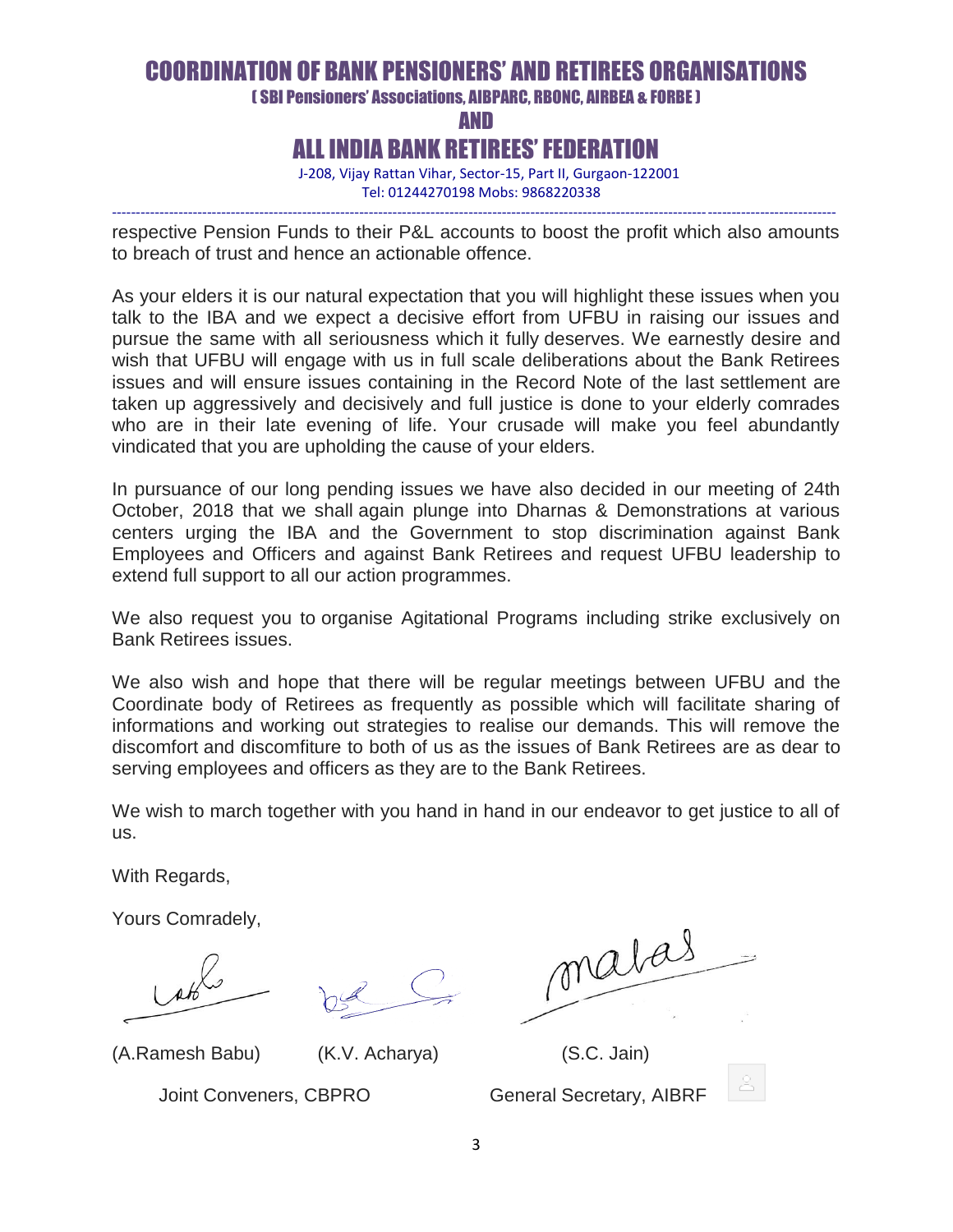respective Pension Funds to their P&L accounts to boost the profit which also amounts to breach of trust and hence an actionable offence.

As your elders it is our natural expectation that you will highlight these issues when you talk to the IBA and we expect a decisive effort from UFBU in raising our issues and pursue the same with all seriousness which it fully deserves. We earnestly desire and wish that UFBU will engage with us in full scale deliberations about the Bank Retirees issues and will ensure issues containing in the Record Note of the last settlement are taken up aggressively and decisively and full justice is done to your elderly comrades who are in their late evening of life. Your crusade will make you feel abundantly vindicated that you are upholding the cause of your elders.

In pursuance of our long pending issues we have also decided in our meeting of 24th October, 2018 that we shall again plunge into Dharnas & Demonstrations at various centers urging the IBA and the Government to stop discrimination against Bank Employees and Officers and against Bank Retirees and request UFBU leadership to extend full support to all our action programmes.

We also request you to organise Agitational Programs including strike exclusively on Bank Retirees issues.

We also wish and hope that there will be regular meetings between UFBU and the Coordinate body of Retirees as frequently as possible which will facilitate sharing of informations and working out strategies to realise our demands. This will remove the discomfort and discomfiture to both of us as the issues of Bank Retirees are as dear to serving employees and officers as they are to the Bank Retirees.

We wish to march together with you hand in hand in our endeavor to get justice to all of us.

With Regards,

Yours Comradely,

(A.Ramesh Babu) (K.V. Acharya) (S.C. Jain)

Joint Conveners, CBPRO General Secretary, AIBRF